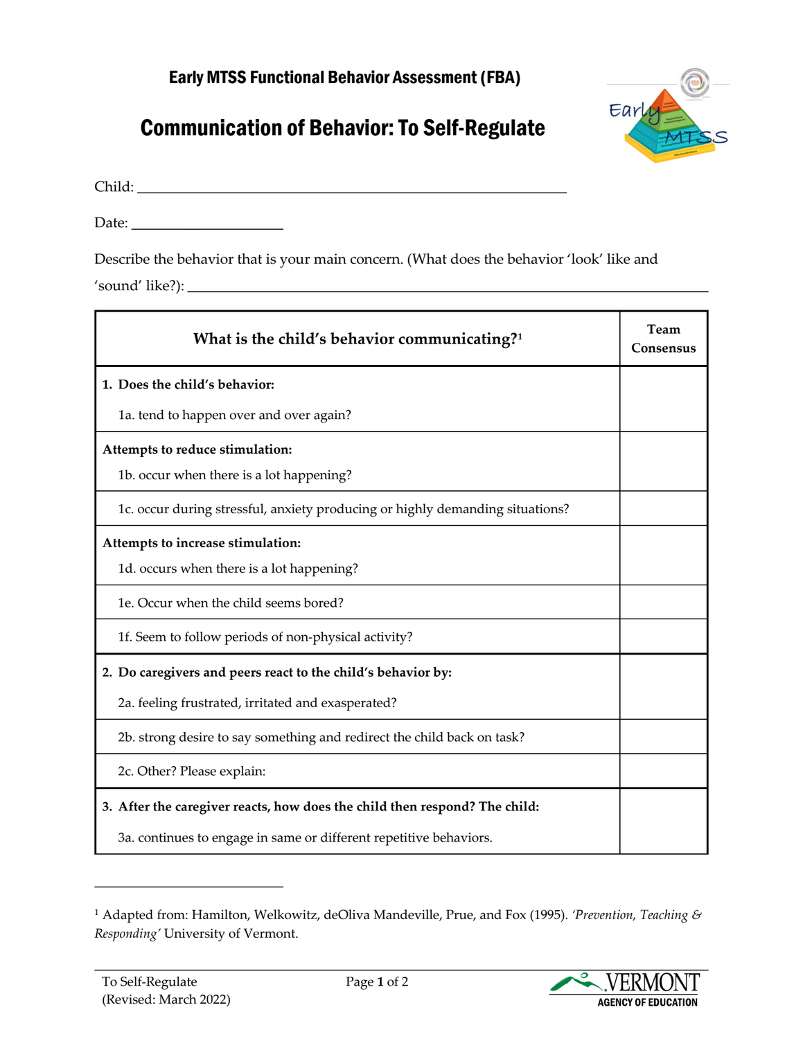# Early MTSS Functional Behavior Assessment (FBA)

## Communication of Behavior: To Self-Regulate

Child: ______________________________________________

Date: ____________________

Describe the behavior that is your main concern. (What does the behavior 'look' like and 'sound' like?): ______________________________________________

| What is the child's behavior communicating?[1] | Team Consensus |
|---|---|
| **1. Does the child's behavior:**<br>1a. tend to happen over and over again? | |
| **Attempts to reduce stimulation:**<br>1b. occur when there is a lot happening? | |
| 1c. occur during stressful, anxiety producing or highly demanding situations? | |
| **Attempts to increase stimulation:**<br>1d. occurs when there is a lot happening? | |
| 1e. Occur when the child seems bored? | |
| 1f. Seem to follow periods of non-physical activity? | |
| **2. Do caregivers and peers react to the child's behavior by:**<br>2a. feeling frustrated, irritated and exasperated? | |
| 2b. strong desire to say something and redirect the child back on task? | |
| 2c. Other? Please explain: | |
| **3. After the caregiver reacts, how does the child then respond? The child:**<br>3a. continues to engage in same or different repetitive behaviors. | |

[1] Adapted from: Hamilton, Welkowitz, deOliva Mandeville, Prue, and Fox (1995). *'Prevention, Teaching & Responding'* University of Vermont.

To Self-Regulate
(Revised: March 2022)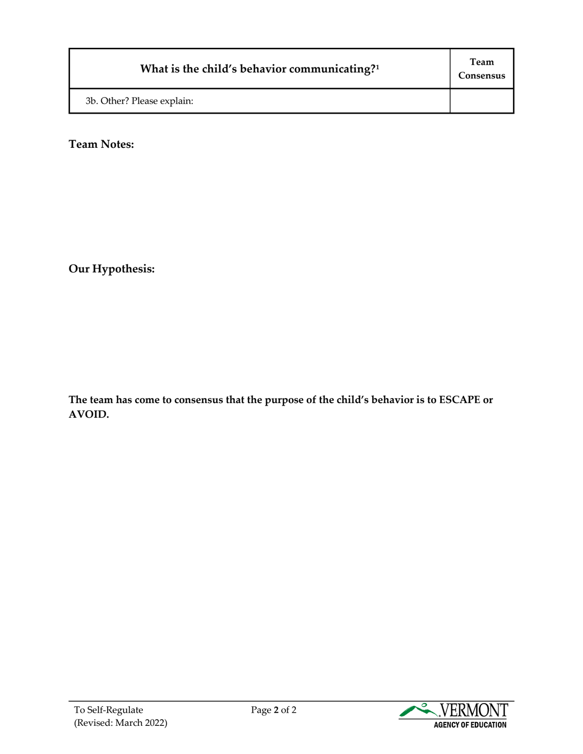| What is the child's behavior communicating?[1] | Team Consensus |
|---|---|
| 3b. Other? Please explain: | |

**Team Notes:**

**Our Hypothesis:**

**The team has come to consensus that the purpose of the child's behavior is to ESCAPE or AVOID.**